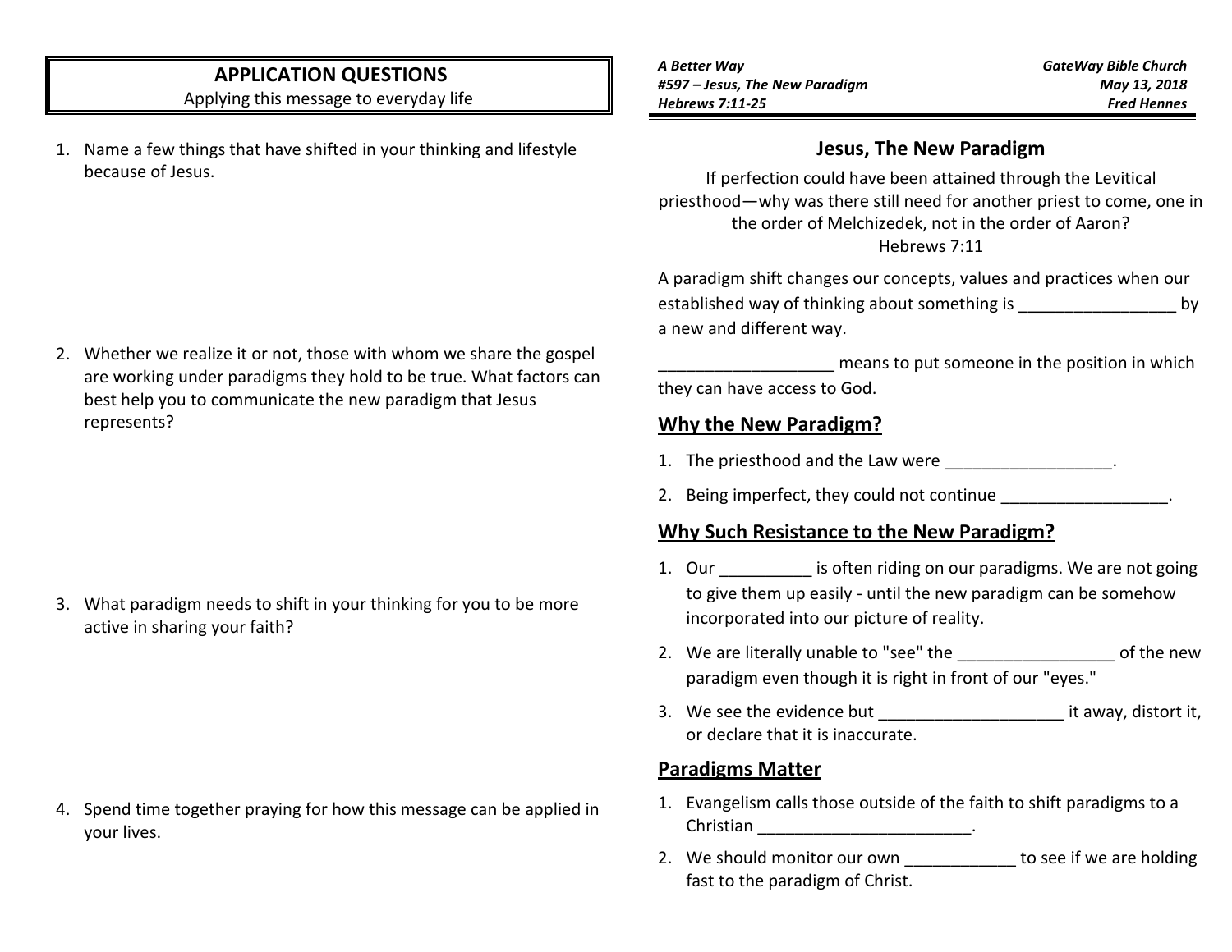A Better Way
#597 – Jesus, The New Paradigm
Hebrews 7:11-25

GateWay Bible Church
May 13, 2018
Fred Hennes

# Jesus, The New Paradigm

If perfection could have been attained through the Levitical priesthood—why was there still need for another priest to come, one in the order of Melchizedek, not in the order of Aaron?
Hebrews 7:11

A paradigm shift changes our concepts, values and practices when our established way of thinking about something is _________________ by a new and different way.

___________________ means to put someone in the position in which they can have access to God.

## Why the New Paradigm?

1. The priesthood and the Law were __________________.
2. Being imperfect, they could not continue __________________.

## Why Such Resistance to the New Paradigm?

1. Our __________ is often riding on our paradigms. We are not going to give them up easily - until the new paradigm can be somehow incorporated into our picture of reality.
2. We are literally unable to "see" the _________________ of the new paradigm even though it is right in front of our "eyes."
3. We see the evidence but ____________________ it away, distort it, or declare that it is inaccurate.

## Paradigms Matter

1. Evangelism calls those outside of the faith to shift paradigms to a Christian _______________________.
2. We should monitor our own ____________ to see if we are holding fast to the paradigm of Christ.

## APPLICATION QUESTIONS

Applying this message to everyday life

1. Name a few things that have shifted in your thinking and lifestyle because of Jesus.
2. Whether we realize it or not, those with whom we share the gospel are working under paradigms they hold to be true. What factors can best help you to communicate the new paradigm that Jesus represents?
3. What paradigm needs to shift in your thinking for you to be more active in sharing your faith?
4. Spend time together praying for how this message can be applied in your lives.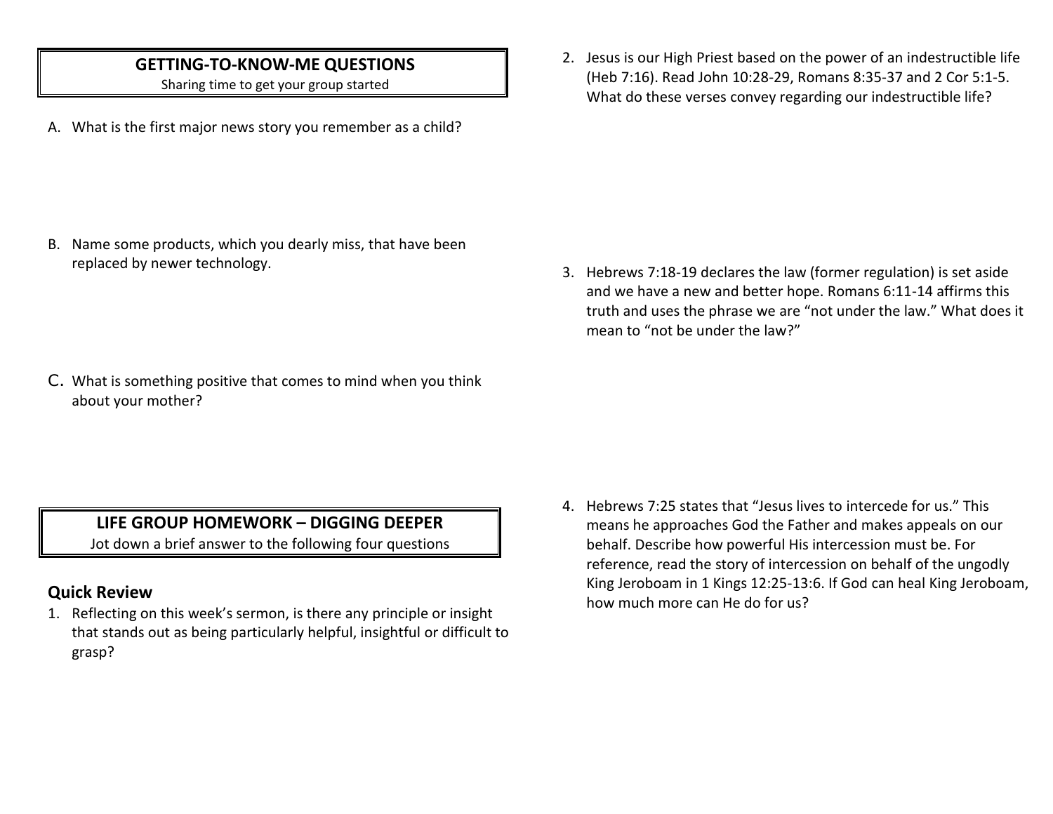## GETTING-TO-KNOW-ME QUESTIONS

Sharing time to get your group started

A. What is the first major news story you remember as a child?

B. Name some products, which you dearly miss, that have been replaced by newer technology.

C. What is something positive that comes to mind when you think about your mother?

## LIFE GROUP HOMEWORK – DIGGING DEEPER

Jot down a brief answer to the following four questions

### Quick Review

1. Reflecting on this week's sermon, is there any principle or insight that stands out as being particularly helpful, insightful or difficult to grasp?

2. Jesus is our High Priest based on the power of an indestructible life (Heb 7:16). Read John 10:28-29, Romans 8:35-37 and 2 Cor 5:1-5. What do these verses convey regarding our indestructible life?

3. Hebrews 7:18-19 declares the law (former regulation) is set aside and we have a new and better hope. Romans 6:11-14 affirms this truth and uses the phrase we are "not under the law." What does it mean to "not be under the law?"

4. Hebrews 7:25 states that "Jesus lives to intercede for us." This means he approaches God the Father and makes appeals on our behalf. Describe how powerful His intercession must be. For reference, read the story of intercession on behalf of the ungodly King Jeroboam in 1 Kings 12:25-13:6. If God can heal King Jeroboam, how much more can He do for us?